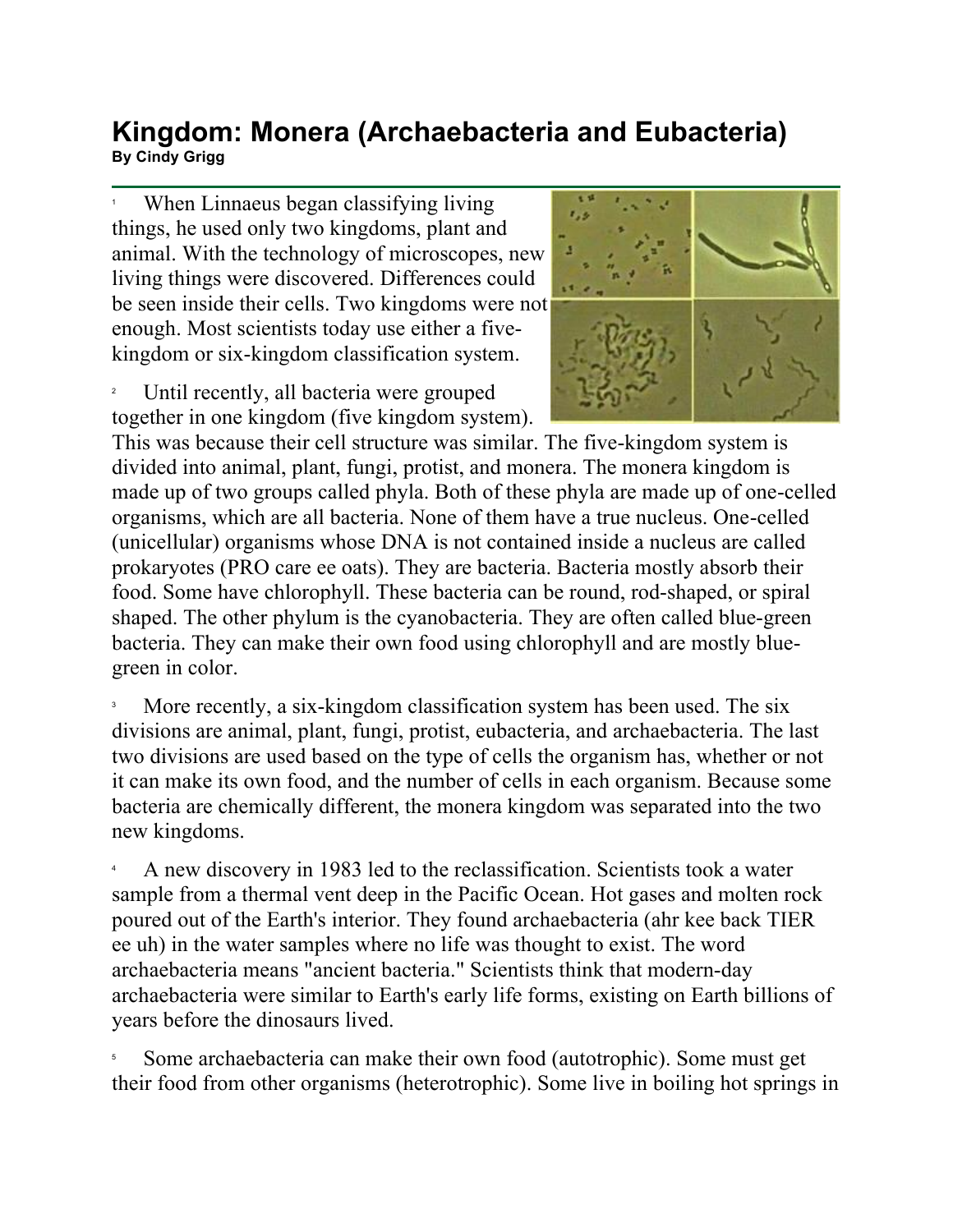# Kingdom: Monera (Archaebacteria and Eubacteria)

**By Cindy Grigg**

1 When Linnaeus began classifying living things, he used only two kingdoms, plant and animal. With the technology of microscopes, new living things were discovered. Differences could be seen inside their cells. Two kingdoms were not enough. Most scientists today use either a five-kingdom or six-kingdom classification system.

2 Until recently, all bacteria were grouped together in one kingdom (five kingdom system). This was because their cell structure was similar. The five-kingdom system is divided into animal, plant, fungi, protist, and monera. The monera kingdom is made up of two groups called phyla. Both of these phyla are made up of one-celled organisms, which are all bacteria. None of them have a true nucleus. One-celled (unicellular) organisms whose DNA is not contained inside a nucleus are called prokaryotes (PRO care ee oats). They are bacteria. Bacteria mostly absorb their food. Some have chlorophyll. These bacteria can be round, rod-shaped, or spiral shaped. The other phylum is the cyanobacteria. They are often called blue-green bacteria. They can make their own food using chlorophyll and are mostly blue-green in color.

3 More recently, a six-kingdom classification system has been used. The six divisions are animal, plant, fungi, protist, eubacteria, and archaebacteria. The last two divisions are used based on the type of cells the organism has, whether or not it can make its own food, and the number of cells in each organism. Because some bacteria are chemically different, the monera kingdom was separated into the two new kingdoms.

4 A new discovery in 1983 led to the reclassification. Scientists took a water sample from a thermal vent deep in the Pacific Ocean. Hot gases and molten rock poured out of the Earth's interior. They found archaebacteria (ahr kee back TIER ee uh) in the water samples where no life was thought to exist. The word archaebacteria means "ancient bacteria." Scientists think that modern-day archaebacteria were similar to Earth's early life forms, existing on Earth billions of years before the dinosaurs lived.

5 Some archaebacteria can make their own food (autotrophic). Some must get their food from other organisms (heterotrophic). Some live in boiling hot springs in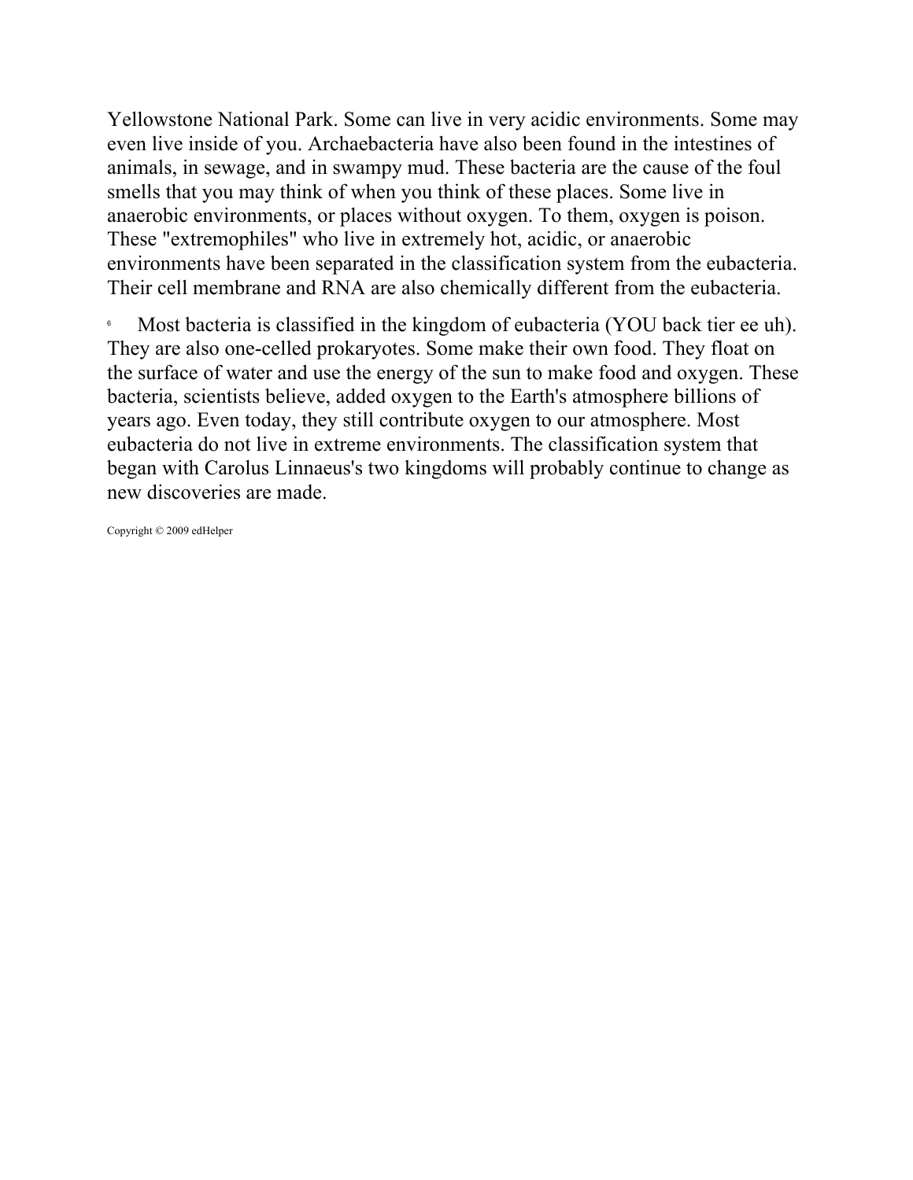Yellowstone National Park. Some can live in very acidic environments. Some may even live inside of you. Archaebacteria have also been found in the intestines of animals, in sewage, and in swampy mud. These bacteria are the cause of the foul smells that you may think of when you think of these places. Some live in anaerobic environments, or places without oxygen. To them, oxygen is poison. These "extremophiles" who live in extremely hot, acidic, or anaerobic environments have been separated in the classification system from the eubacteria. Their cell membrane and RNA are also chemically different from the eubacteria.

[6] Most bacteria is classified in the kingdom of eubacteria (YOU back tier ee uh). They are also one-celled prokaryotes. Some make their own food. They float on the surface of water and use the energy of the sun to make food and oxygen. These bacteria, scientists believe, added oxygen to the Earth's atmosphere billions of years ago. Even today, they still contribute oxygen to our atmosphere. Most eubacteria do not live in extreme environments. The classification system that began with Carolus Linnaeus's two kingdoms will probably continue to change as new discoveries are made.

Copyright © 2009 edHelper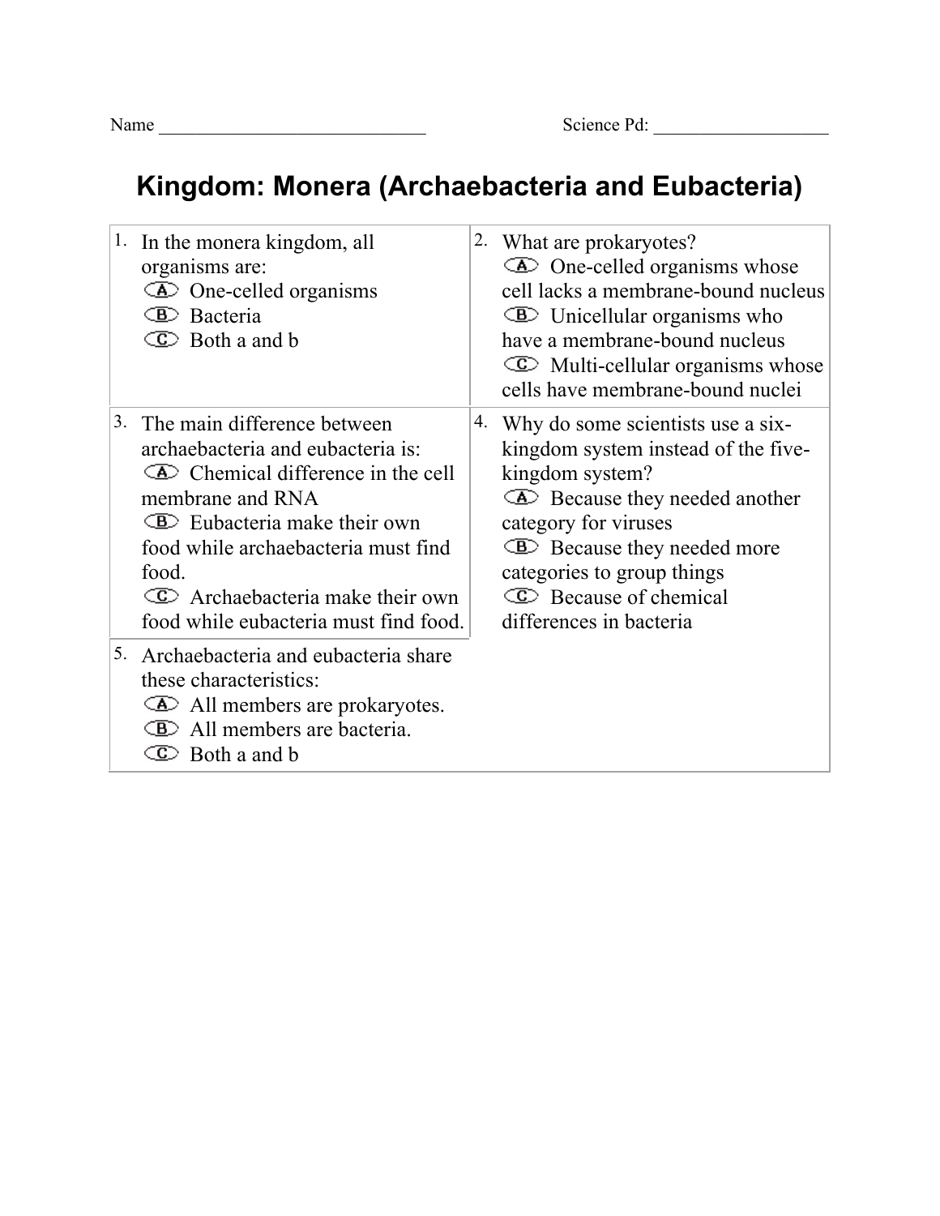Name ____________________________ Science Pd: __________________

# Kingdom: Monera (Archaebacteria and Eubacteria)

1. In the monera kingdom, all organisms are:
   - (A) One-celled organisms
   - (B) Bacteria
   - (C) Both a and b

2. What are prokaryotes?
   - (A) One-celled organisms whose cell lacks a membrane-bound nucleus
   - (B) Unicellular organisms who have a membrane-bound nucleus
   - (C) Multi-cellular organisms whose cells have membrane-bound nuclei

3. The main difference between archaebacteria and eubacteria is:
   - (A) Chemical difference in the cell membrane and RNA
   - (B) Eubacteria make their own food while archaebacteria must find food.
   - (C) Archaebacteria make their own food while eubacteria must find food.

4. Why do some scientists use a six-kingdom system instead of the five-kingdom system?
   - (A) Because they needed another category for viruses
   - (B) Because they needed more categories to group things
   - (C) Because of chemical differences in bacteria

5. Archaebacteria and eubacteria share these characteristics:
   - (A) All members are prokaryotes.
   - (B) All members are bacteria.
   - (C) Both a and b